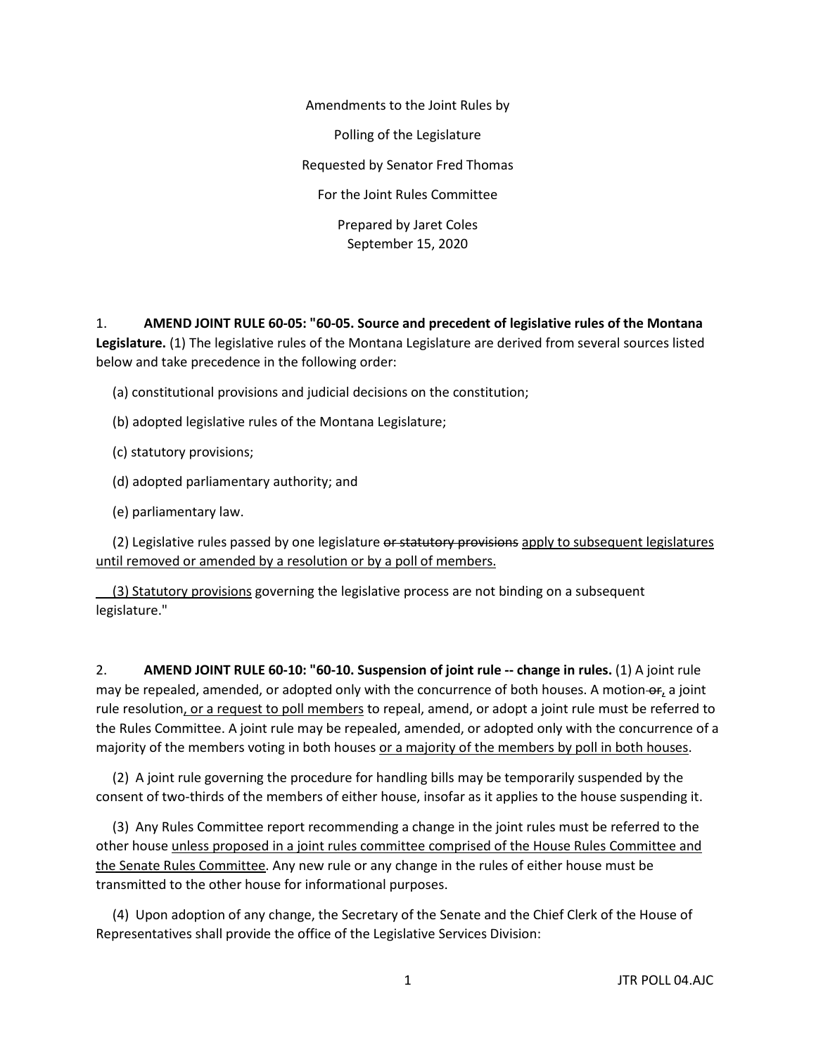Amendments to the Joint Rules by

Polling of the Legislature

Requested by Senator Fred Thomas

For the Joint Rules Committee

Prepared by Jaret Coles
September 15, 2020

1. **AMEND JOINT RULE 60-05: "60-05. Source and precedent of legislative rules of the Montana Legislature.** (1) The legislative rules of the Montana Legislature are derived from several sources listed below and take precedence in the following order:

(a) constitutional provisions and judicial decisions on the constitution;

(b) adopted legislative rules of the Montana Legislature;

(c) statutory provisions;

(d) adopted parliamentary authority; and

(e) parliamentary law.

(2) Legislative rules passed by one legislature ~~or statutory provisions~~ <u>apply to subsequent legislatures until removed or amended by a resolution or by a poll of members.</u>

<u>(3) Statutory provisions</u> governing the legislative process are not binding on a subsequent legislature."

2. **AMEND JOINT RULE 60-10: "60-10. Suspension of joint rule -- change in rules.** (1) A joint rule may be repealed, amended, or adopted only with the concurrence of both houses. A motion ~~or~~<u>,</u> a joint rule resolution<u>, or a request to poll members</u> to repeal, amend, or adopt a joint rule must be referred to the Rules Committee. A joint rule may be repealed, amended, or adopted only with the concurrence of a majority of the members voting in both houses <u>or a majority of the members by poll in both houses</u>.

(2) A joint rule governing the procedure for handling bills may be temporarily suspended by the consent of two-thirds of the members of either house, insofar as it applies to the house suspending it.

(3) Any Rules Committee report recommending a change in the joint rules must be referred to the other house <u>unless proposed in a joint rules committee comprised of the House Rules Committee and the Senate Rules Committee</u>. Any new rule or any change in the rules of either house must be transmitted to the other house for informational purposes.

(4) Upon adoption of any change, the Secretary of the Senate and the Chief Clerk of the House of Representatives shall provide the office of the Legislative Services Division: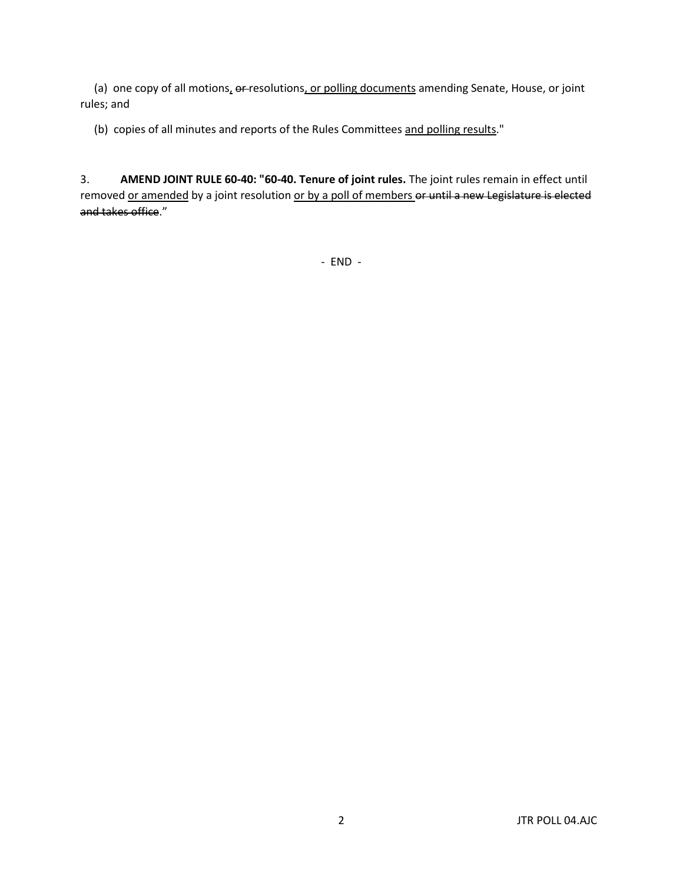(a) one copy of all motions<u>,</u> ~~or~~ resolutions<u>, or polling documents</u> amending Senate, House, or joint rules; and

(b) copies of all minutes and reports of the Rules Committees <u>and polling results</u>."

3. **AMEND JOINT RULE 60-40: "60-40. Tenure of joint rules.** The joint rules remain in effect until removed <u>or amended</u> by a joint resolution <u>or by a poll of members</u> ~~or until a new Legislature is elected and takes office~~."

\- END -